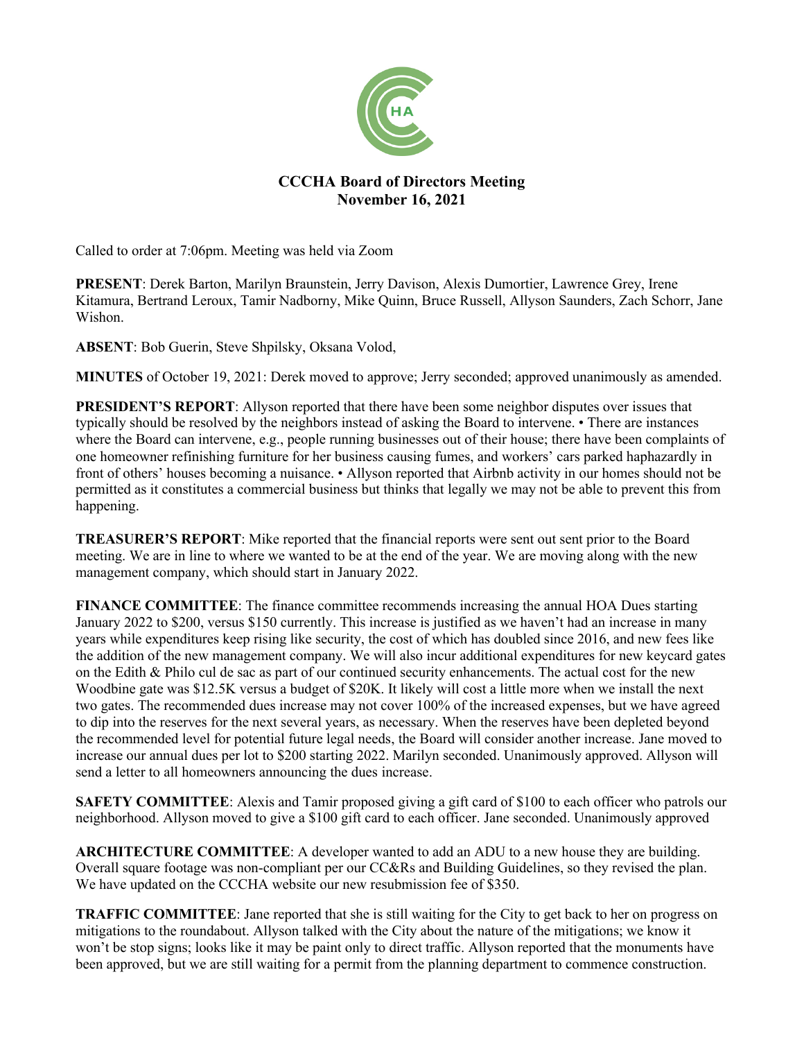# CCCHA Board of Directors Meeting
## November 16, 2021

Called to order at 7:06pm. Meeting was held via Zoom

**PRESENT**: Derek Barton, Marilyn Braunstein, Jerry Davison, Alexis Dumortier, Lawrence Grey, Irene Kitamura, Bertrand Leroux, Tamir Nadborny, Mike Quinn, Bruce Russell, Allyson Saunders, Zach Schorr, Jane Wishon.

**ABSENT**: Bob Guerin, Steve Shpilsky, Oksana Volod,

**MINUTES** of October 19, 2021: Derek moved to approve; Jerry seconded; approved unanimously as amended.

**PRESIDENT'S REPORT**: Allyson reported that there have been some neighbor disputes over issues that typically should be resolved by the neighbors instead of asking the Board to intervene. • There are instances where the Board can intervene, e.g., people running businesses out of their house; there have been complaints of one homeowner refinishing furniture for her business causing fumes, and workers' cars parked haphazardly in front of others' houses becoming a nuisance. • Allyson reported that Airbnb activity in our homes should not be permitted as it constitutes a commercial business but thinks that legally we may not be able to prevent this from happening.

**TREASURER'S REPORT**: Mike reported that the financial reports were sent out sent prior to the Board meeting. We are in line to where we wanted to be at the end of the year. We are moving along with the new management company, which should start in January 2022.

**FINANCE COMMITTEE**: The finance committee recommends increasing the annual HOA Dues starting January 2022 to $200, versus $150 currently. This increase is justified as we haven't had an increase in many years while expenditures keep rising like security, the cost of which has doubled since 2016, and new fees like the addition of the new management company. We will also incur additional expenditures for new keycard gates on the Edith & Philo cul de sac as part of our continued security enhancements. The actual cost for the new Woodbine gate was $12.5K versus a budget of $20K. It likely will cost a little more when we install the next two gates. The recommended dues increase may not cover 100% of the increased expenses, but we have agreed to dip into the reserves for the next several years, as necessary. When the reserves have been depleted beyond the recommended level for potential future legal needs, the Board will consider another increase. Jane moved to increase our annual dues per lot to $200 starting 2022. Marilyn seconded. Unanimously approved. Allyson will send a letter to all homeowners announcing the dues increase.

**SAFETY COMMITTEE**: Alexis and Tamir proposed giving a gift card of $100 to each officer who patrols our neighborhood. Allyson moved to give a $100 gift card to each officer. Jane seconded. Unanimously approved

**ARCHITECTURE COMMITTEE**: A developer wanted to add an ADU to a new house they are building. Overall square footage was non-compliant per our CC&Rs and Building Guidelines, so they revised the plan. We have updated on the CCCHA website our new resubmission fee of $350.

**TRAFFIC COMMITTEE**: Jane reported that she is still waiting for the City to get back to her on progress on mitigations to the roundabout. Allyson talked with the City about the nature of the mitigations; we know it won't be stop signs; looks like it may be paint only to direct traffic. Allyson reported that the monuments have been approved, but we are still waiting for a permit from the planning department to commence construction.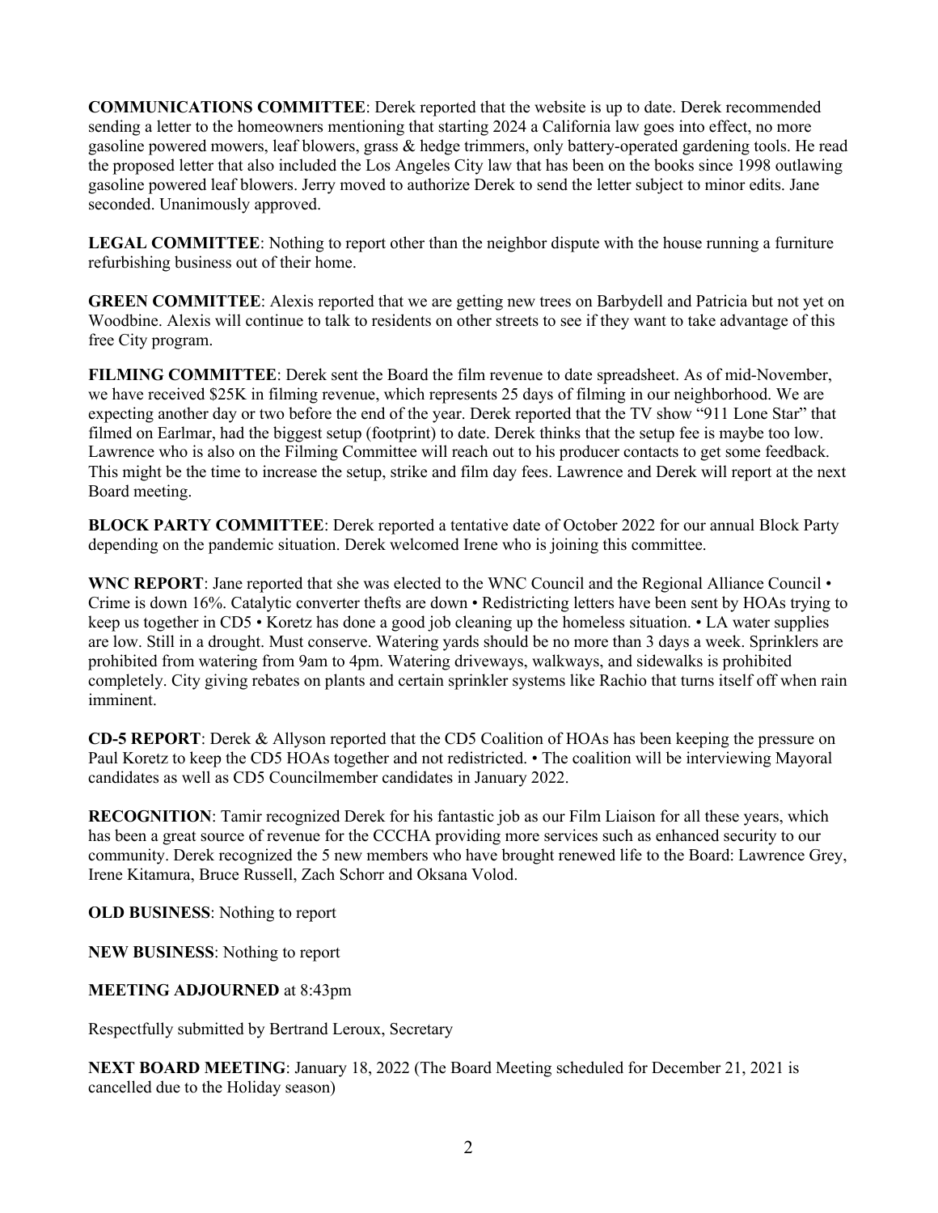**COMMUNICATIONS COMMITTEE**: Derek reported that the website is up to date. Derek recommended sending a letter to the homeowners mentioning that starting 2024 a California law goes into effect, no more gasoline powered mowers, leaf blowers, grass & hedge trimmers, only battery-operated gardening tools. He read the proposed letter that also included the Los Angeles City law that has been on the books since 1998 outlawing gasoline powered leaf blowers. Jerry moved to authorize Derek to send the letter subject to minor edits. Jane seconded. Unanimously approved.

**LEGAL COMMITTEE**: Nothing to report other than the neighbor dispute with the house running a furniture refurbishing business out of their home.

**GREEN COMMITTEE**: Alexis reported that we are getting new trees on Barbydell and Patricia but not yet on Woodbine. Alexis will continue to talk to residents on other streets to see if they want to take advantage of this free City program.

**FILMING COMMITTEE**: Derek sent the Board the film revenue to date spreadsheet. As of mid-November, we have received $25K in filming revenue, which represents 25 days of filming in our neighborhood. We are expecting another day or two before the end of the year. Derek reported that the TV show "911 Lone Star" that filmed on Earlmar, had the biggest setup (footprint) to date. Derek thinks that the setup fee is maybe too low. Lawrence who is also on the Filming Committee will reach out to his producer contacts to get some feedback. This might be the time to increase the setup, strike and film day fees. Lawrence and Derek will report at the next Board meeting.

**BLOCK PARTY COMMITTEE**: Derek reported a tentative date of October 2022 for our annual Block Party depending on the pandemic situation. Derek welcomed Irene who is joining this committee.

**WNC REPORT**: Jane reported that she was elected to the WNC Council and the Regional Alliance Council • Crime is down 16%. Catalytic converter thefts are down • Redistricting letters have been sent by HOAs trying to keep us together in CD5 • Koretz has done a good job cleaning up the homeless situation. • LA water supplies are low. Still in a drought. Must conserve. Watering yards should be no more than 3 days a week. Sprinklers are prohibited from watering from 9am to 4pm. Watering driveways, walkways, and sidewalks is prohibited completely. City giving rebates on plants and certain sprinkler systems like Rachio that turns itself off when rain imminent.

**CD-5 REPORT**: Derek & Allyson reported that the CD5 Coalition of HOAs has been keeping the pressure on Paul Koretz to keep the CD5 HOAs together and not redistricted. • The coalition will be interviewing Mayoral candidates as well as CD5 Councilmember candidates in January 2022.

**RECOGNITION**: Tamir recognized Derek for his fantastic job as our Film Liaison for all these years, which has been a great source of revenue for the CCCHA providing more services such as enhanced security to our community. Derek recognized the 5 new members who have brought renewed life to the Board: Lawrence Grey, Irene Kitamura, Bruce Russell, Zach Schorr and Oksana Volod.

**OLD BUSINESS**: Nothing to report

**NEW BUSINESS**: Nothing to report

**MEETING ADJOURNED** at 8:43pm

Respectfully submitted by Bertrand Leroux, Secretary

**NEXT BOARD MEETING**: January 18, 2022 (The Board Meeting scheduled for December 21, 2021 is cancelled due to the Holiday season)